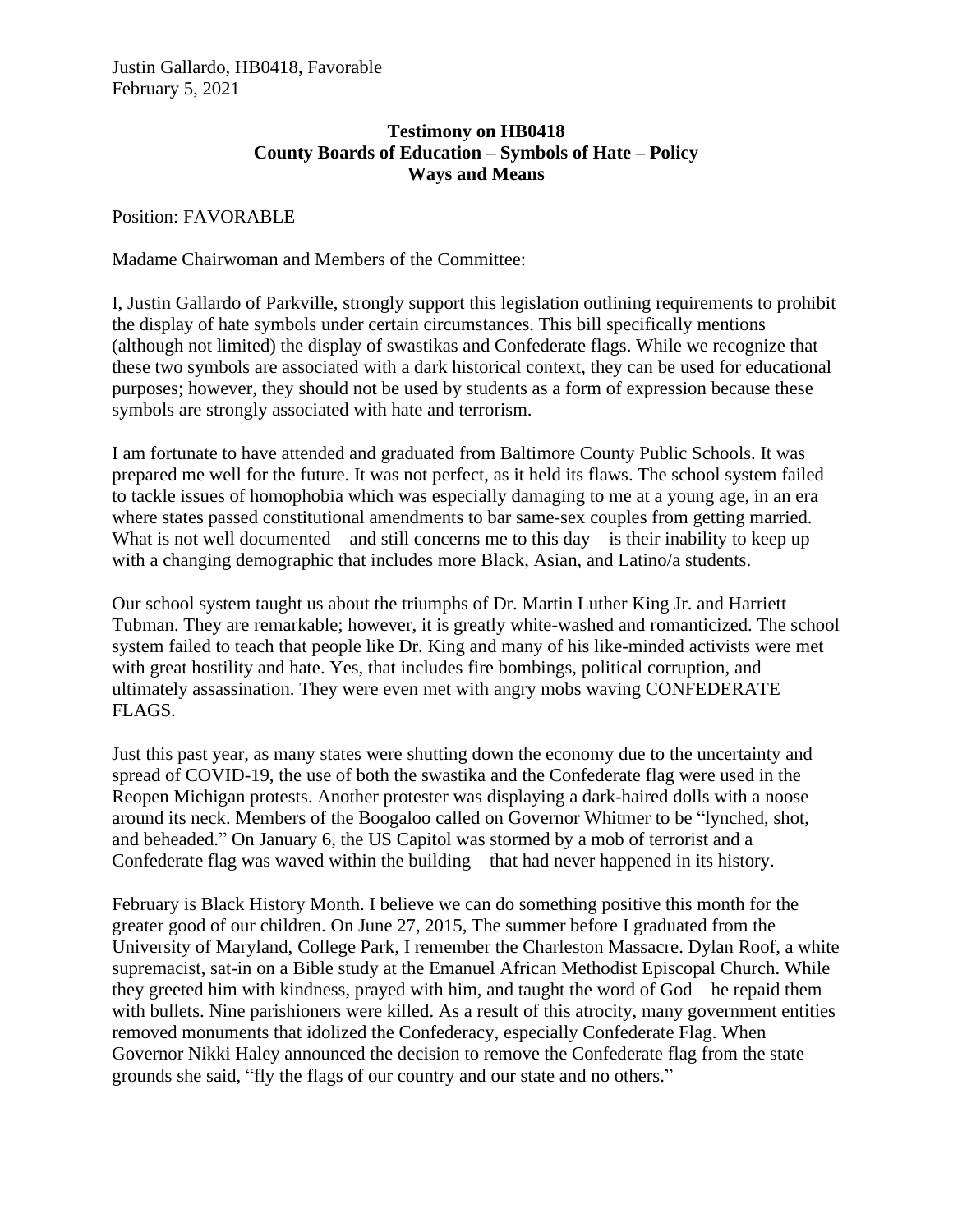Justin Gallardo, HB0418, Favorable
February 5, 2021

**Testimony on HB0418**
**County Boards of Education – Symbols of Hate – Policy**
**Ways and Means**

Position: FAVORABLE

Madame Chairwoman and Members of the Committee:

I, Justin Gallardo of Parkville, strongly support this legislation outlining requirements to prohibit the display of hate symbols under certain circumstances. This bill specifically mentions (although not limited) the display of swastikas and Confederate flags. While we recognize that these two symbols are associated with a dark historical context, they can be used for educational purposes; however, they should not be used by students as a form of expression because these symbols are strongly associated with hate and terrorism.

I am fortunate to have attended and graduated from Baltimore County Public Schools. It was prepared me well for the future. It was not perfect, as it held its flaws. The school system failed to tackle issues of homophobia which was especially damaging to me at a young age, in an era where states passed constitutional amendments to bar same-sex couples from getting married. What is not well documented – and still concerns me to this day – is their inability to keep up with a changing demographic that includes more Black, Asian, and Latino/a students.

Our school system taught us about the triumphs of Dr. Martin Luther King Jr. and Harriett Tubman. They are remarkable; however, it is greatly white-washed and romanticized. The school system failed to teach that people like Dr. King and many of his like-minded activists were met with great hostility and hate. Yes, that includes fire bombings, political corruption, and ultimately assassination. They were even met with angry mobs waving CONFEDERATE FLAGS.

Just this past year, as many states were shutting down the economy due to the uncertainty and spread of COVID-19, the use of both the swastika and the Confederate flag were used in the Reopen Michigan protests. Another protester was displaying a dark-haired dolls with a noose around its neck. Members of the Boogaloo called on Governor Whitmer to be "lynched, shot, and beheaded." On January 6, the US Capitol was stormed by a mob of terrorist and a Confederate flag was waved within the building – that had never happened in its history.

February is Black History Month. I believe we can do something positive this month for the greater good of our children. On June 27, 2015, The summer before I graduated from the University of Maryland, College Park, I remember the Charleston Massacre. Dylan Roof, a white supremacist, sat-in on a Bible study at the Emanuel African Methodist Episcopal Church. While they greeted him with kindness, prayed with him, and taught the word of God – he repaid them with bullets. Nine parishioners were killed. As a result of this atrocity, many government entities removed monuments that idolized the Confederacy, especially Confederate Flag. When Governor Nikki Haley announced the decision to remove the Confederate flag from the state grounds she said, "fly the flags of our country and our state and no others."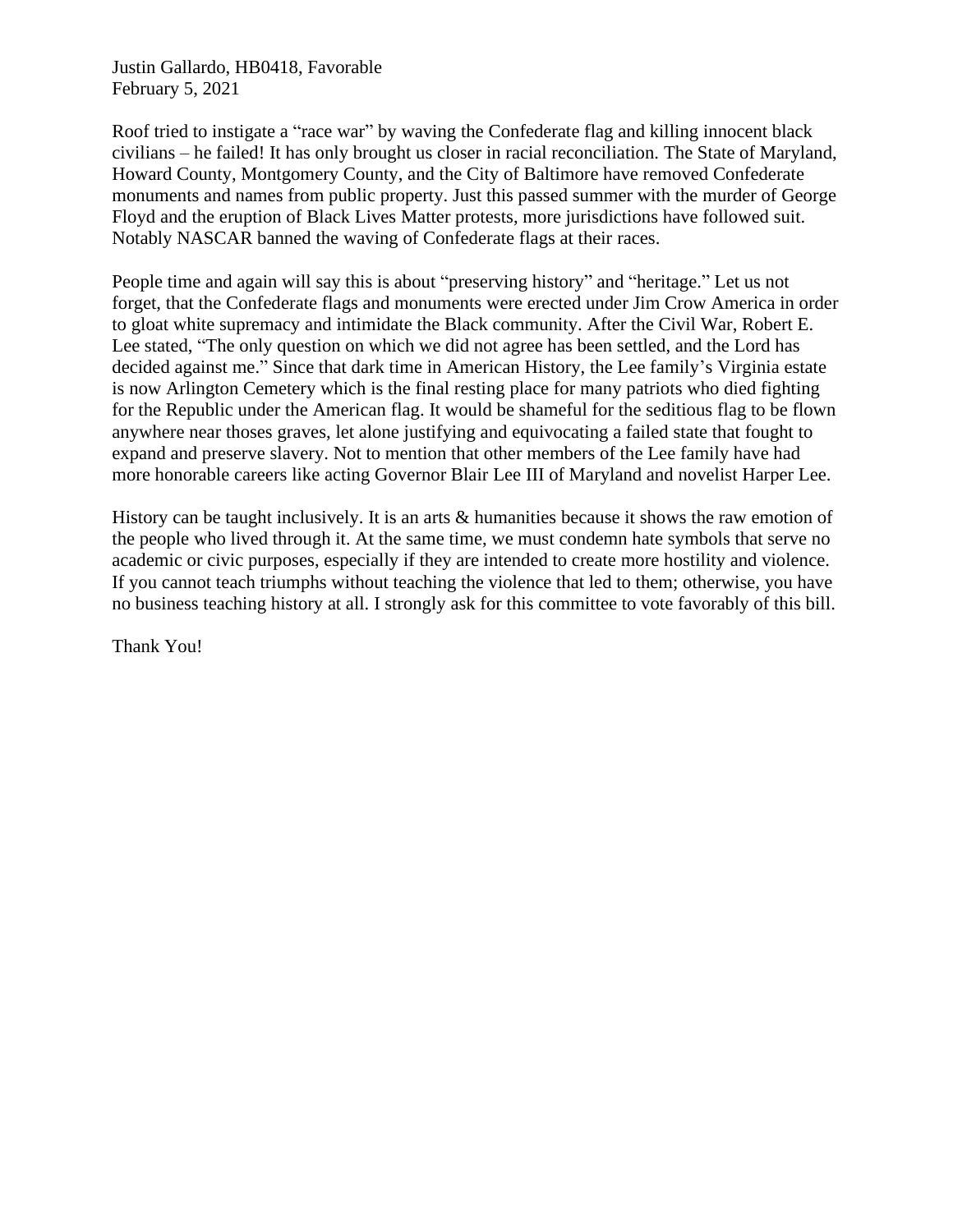Justin Gallardo, HB0418, Favorable
February 5, 2021

Roof tried to instigate a "race war" by waving the Confederate flag and killing innocent black civilians – he failed! It has only brought us closer in racial reconciliation. The State of Maryland, Howard County, Montgomery County, and the City of Baltimore have removed Confederate monuments and names from public property. Just this passed summer with the murder of George Floyd and the eruption of Black Lives Matter protests, more jurisdictions have followed suit. Notably NASCAR banned the waving of Confederate flags at their races.

People time and again will say this is about "preserving history" and "heritage." Let us not forget, that the Confederate flags and monuments were erected under Jim Crow America in order to gloat white supremacy and intimidate the Black community. After the Civil War, Robert E. Lee stated, "The only question on which we did not agree has been settled, and the Lord has decided against me." Since that dark time in American History, the Lee family's Virginia estate is now Arlington Cemetery which is the final resting place for many patriots who died fighting for the Republic under the American flag. It would be shameful for the seditious flag to be flown anywhere near thoses graves, let alone justifying and equivocating a failed state that fought to expand and preserve slavery. Not to mention that other members of the Lee family have had more honorable careers like acting Governor Blair Lee III of Maryland and novelist Harper Lee.

History can be taught inclusively. It is an arts & humanities because it shows the raw emotion of the people who lived through it. At the same time, we must condemn hate symbols that serve no academic or civic purposes, especially if they are intended to create more hostility and violence. If you cannot teach triumphs without teaching the violence that led to them; otherwise, you have no business teaching history at all. I strongly ask for this committee to vote favorably of this bill.

Thank You!